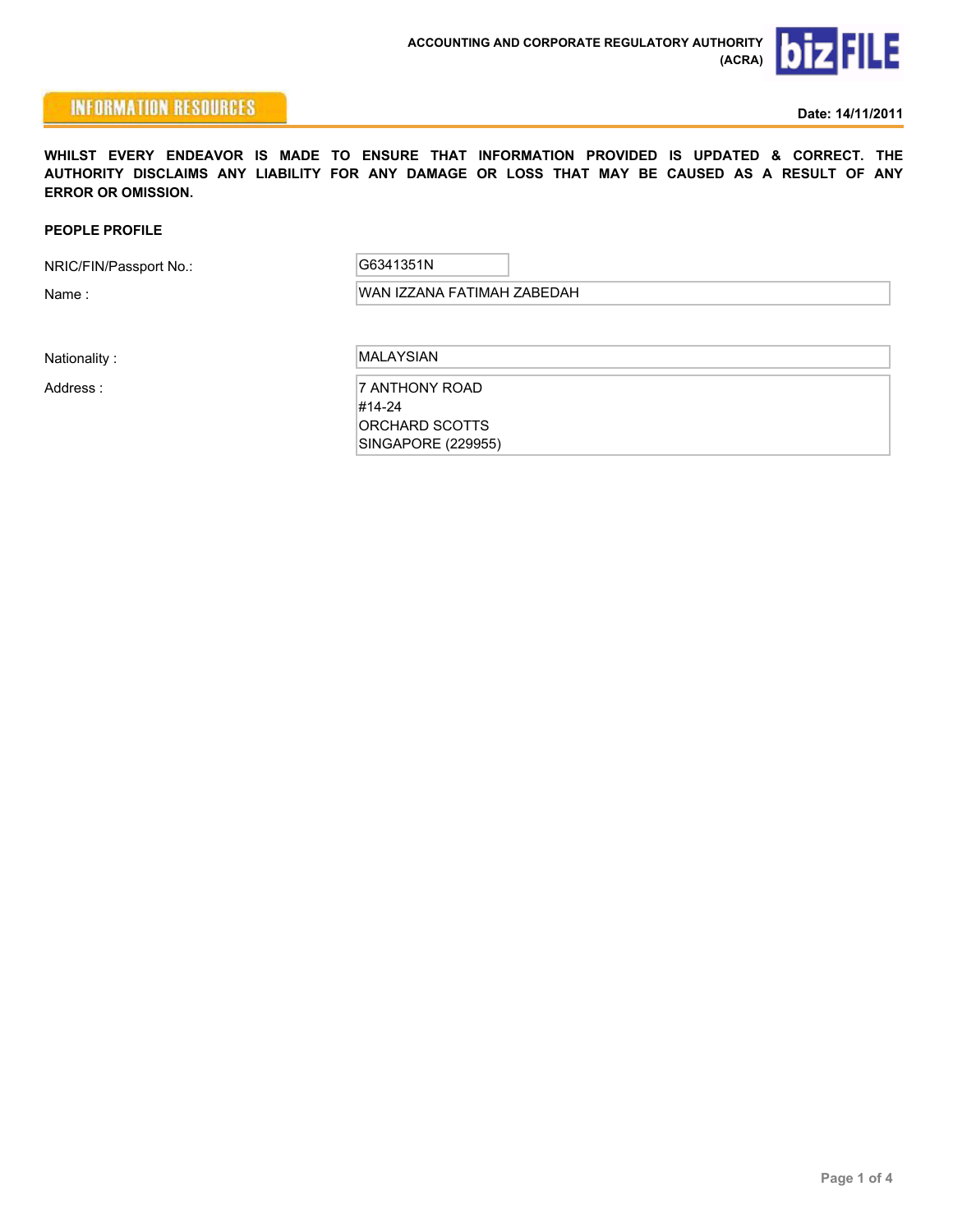ACCOUNTING AND CORPORATE REGULATORY AUTHORITY (ACRA)

bizFILE

INFORMATION RESOURCES

**Date: 14/11/2011**

**WHILST EVERY ENDEAVOR IS MADE TO ENSURE THAT INFORMATION PROVIDED IS UPDATED & CORRECT. THE AUTHORITY DISCLAIMS ANY LIABILITY FOR ANY DAMAGE OR LOSS THAT MAY BE CAUSED AS A RESULT OF ANY ERROR OR OMISSION.**

**PEOPLE PROFILE**

| | |
|---|---|
| NRIC/FIN/Passport No.: | G6341351N |
| Name : | WAN IZZANA FATIMAH ZABEDAH |
| Nationality : | MALAYSIAN |
| Address : | 7 ANTHONY ROAD<br>#14-24<br>ORCHARD SCOTTS<br>SINGAPORE (229955) |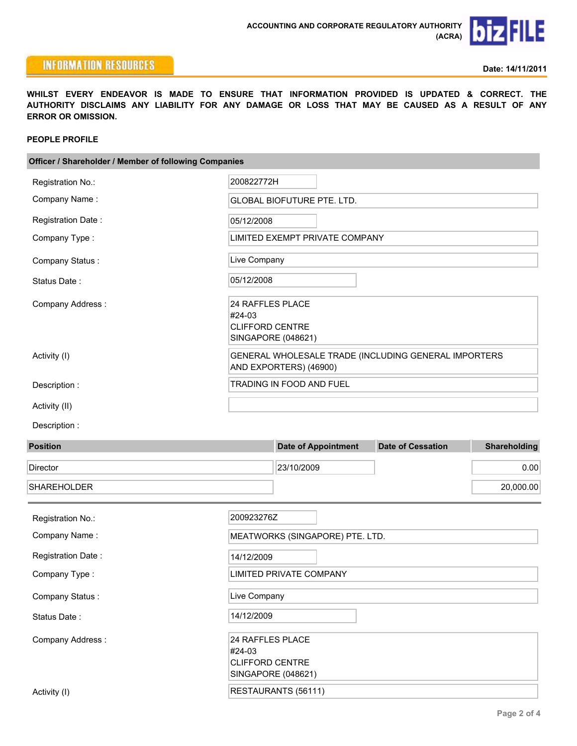ACCOUNTING AND CORPORATE REGULATORY AUTHORITY (ACRA)

**INFORMATION RESOURCES**

**Date: 14/11/2011**

**WHILST EVERY ENDEAVOR IS MADE TO ENSURE THAT INFORMATION PROVIDED IS UPDATED & CORRECT. THE AUTHORITY DISCLAIMS ANY LIABILITY FOR ANY DAMAGE OR LOSS THAT MAY BE CAUSED AS A RESULT OF ANY ERROR OR OMISSION.**

**PEOPLE PROFILE**

**Officer / Shareholder / Member of following Companies**

| | |
|---|---|
| Registration No.: | 200822772H |
| Company Name : | GLOBAL BIOFUTURE PTE. LTD. |
| Registration Date : | 05/12/2008 |
| Company Type : | LIMITED EXEMPT PRIVATE COMPANY |
| Company Status : | Live Company |
| Status Date : | 05/12/2008 |
| Company Address : | 24 RAFFLES PLACE<br>#24-03<br>CLIFFORD CENTRE<br>SINGAPORE (048621) |
| Activity (I) | GENERAL WHOLESALE TRADE (INCLUDING GENERAL IMPORTERS AND EXPORTERS) (46900) |
| Description : | TRADING IN FOOD AND FUEL |
| Activity (II) | |
| Description : | |

| Position | Date of Appointment | Date of Cessation | Shareholding |
|---|---|---|---|
| Director | 23/10/2009 | | 0.00 |
| SHAREHOLDER | | | 20,000.00 |

| | |
|---|---|
| Registration No.: | 200923276Z |
| Company Name : | MEATWORKS (SINGAPORE) PTE. LTD. |
| Registration Date : | 14/12/2009 |
| Company Type : | LIMITED PRIVATE COMPANY |
| Company Status : | Live Company |
| Status Date : | 14/12/2009 |
| Company Address : | 24 RAFFLES PLACE<br>#24-03<br>CLIFFORD CENTRE<br>SINGAPORE (048621) |
| Activity (I) | RESTAURANTS (56111) |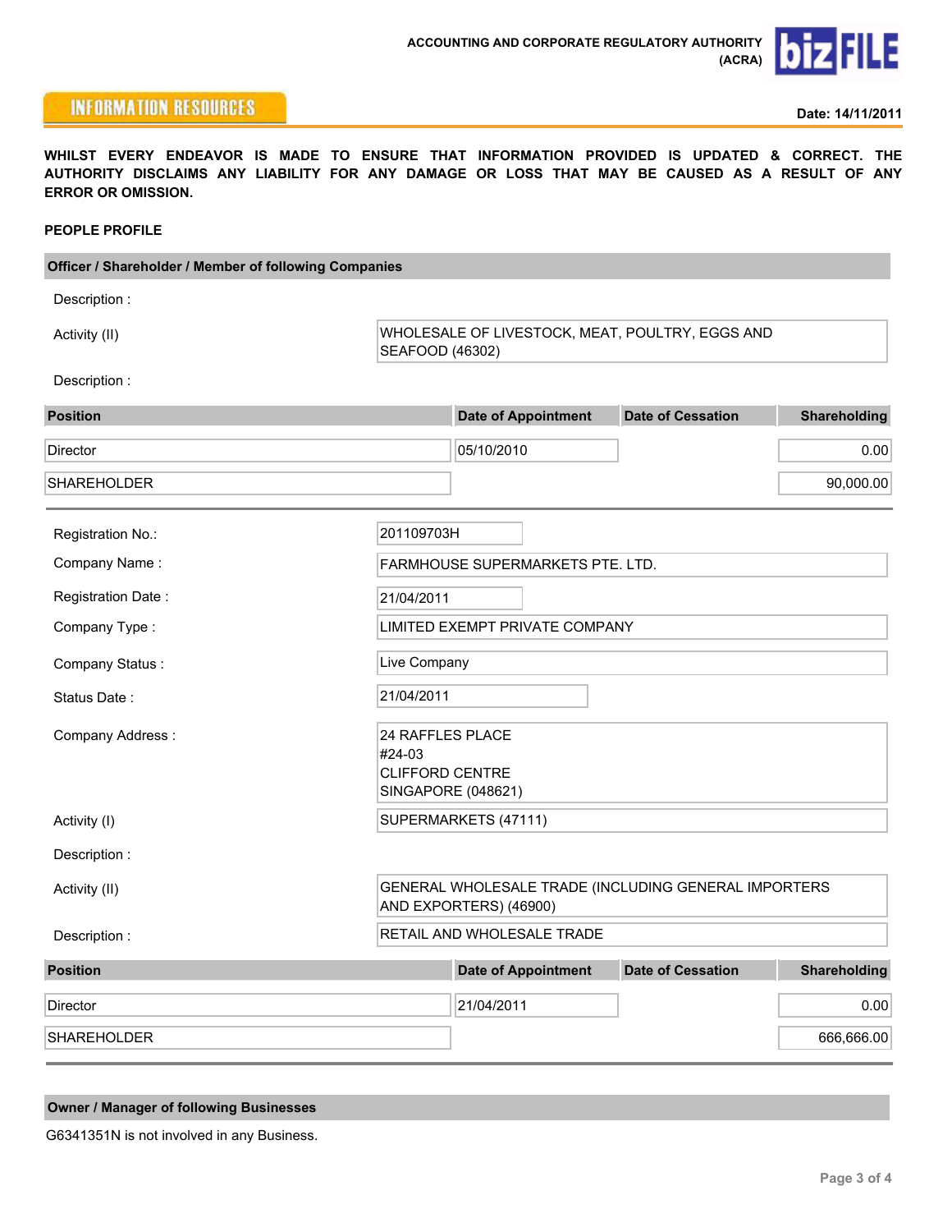ACCOUNTING AND CORPORATE REGULATORY AUTHORITY (ACRA)

INFORMATION RESOURCES

**Date: 14/11/2011**

**WHILST EVERY ENDEAVOR IS MADE TO ENSURE THAT INFORMATION PROVIDED IS UPDATED & CORRECT. THE AUTHORITY DISCLAIMS ANY LIABILITY FOR ANY DAMAGE OR LOSS THAT MAY BE CAUSED AS A RESULT OF ANY ERROR OR OMISSION.**

**PEOPLE PROFILE**

**Officer / Shareholder / Member of following Companies**

Description :

Activity (II): WHOLESALE OF LIVESTOCK, MEAT, POULTRY, EGGS AND SEAFOOD (46302)

Description :

| Position | Date of Appointment | Date of Cessation | Shareholding |
|---|---|---|---|
| Director | 05/10/2010 | | 0.00 |
| SHAREHOLDER | | | 90,000.00 |

---

Registration No.: 201109703H

Company Name : FARMHOUSE SUPERMARKETS PTE. LTD.

Registration Date : 21/04/2011

Company Type : LIMITED EXEMPT PRIVATE COMPANY

Company Status : Live Company

Status Date : 21/04/2011

Company Address :
24 RAFFLES PLACE
#24-03
CLIFFORD CENTRE
SINGAPORE (048621)

Activity (I): SUPERMARKETS (47111)

Description :

Activity (II): GENERAL WHOLESALE TRADE (INCLUDING GENERAL IMPORTERS AND EXPORTERS) (46900)

Description : RETAIL AND WHOLESALE TRADE

| Position | Date of Appointment | Date of Cessation | Shareholding |
|---|---|---|---|
| Director | 21/04/2011 | | 0.00 |
| SHAREHOLDER | | | 666,666.00 |

---

**Owner / Manager of following Businesses**

G6341351N is not involved in any Business.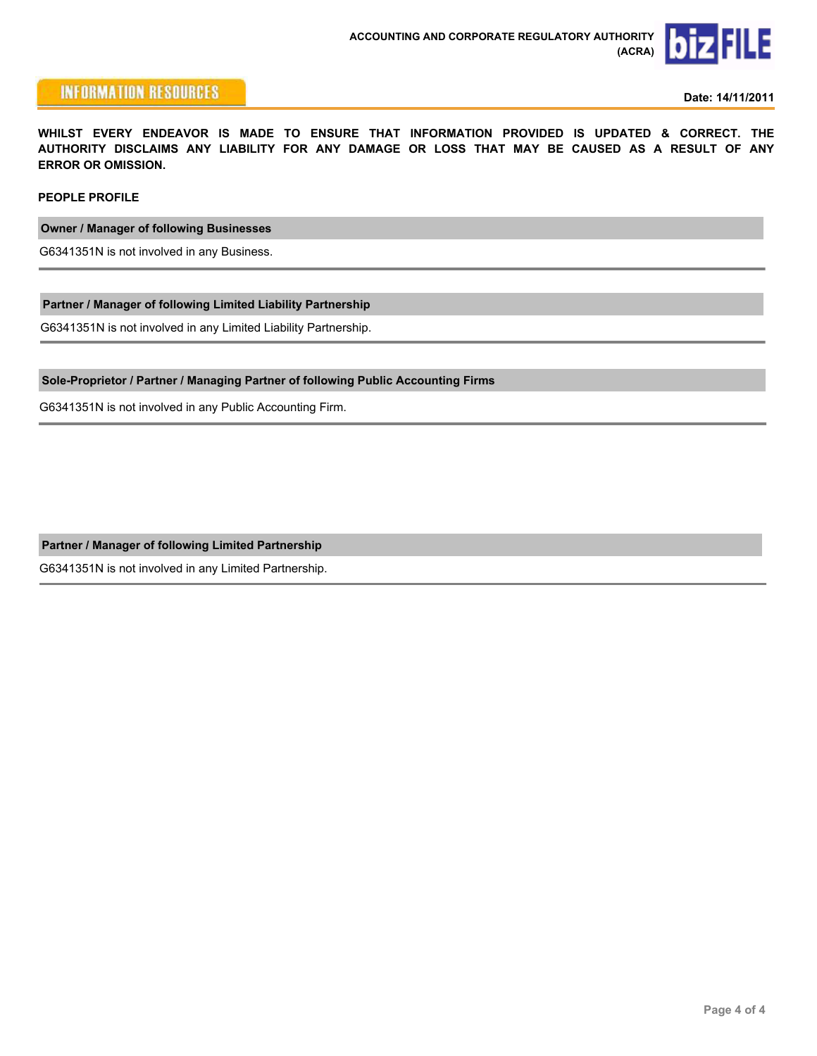ACCOUNTING AND CORPORATE REGULATORY AUTHORITY (ACRA)

INFORMATION RESOURCES

**Date: 14/11/2011**

**WHILST EVERY ENDEAVOR IS MADE TO ENSURE THAT INFORMATION PROVIDED IS UPDATED & CORRECT. THE AUTHORITY DISCLAIMS ANY LIABILITY FOR ANY DAMAGE OR LOSS THAT MAY BE CAUSED AS A RESULT OF ANY ERROR OR OMISSION.**

## PEOPLE PROFILE

### Owner / Manager of following Businesses

G6341351N is not involved in any Business.

### Partner / Manager of following Limited Liability Partnership

G6341351N is not involved in any Limited Liability Partnership.

### Sole-Proprietor / Partner / Managing Partner of following Public Accounting Firms

G6341351N is not involved in any Public Accounting Firm.

### Partner / Manager of following Limited Partnership

G6341351N is not involved in any Limited Partnership.